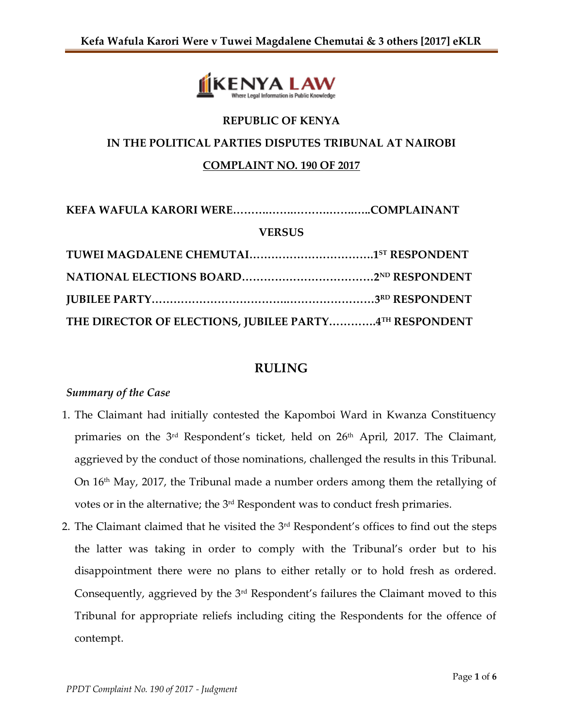**REPUBLIC OF KENYA**

**IN THE POLITICAL PARTIES DISPUTES TRIBUNAL AT NAIROBI**

**COMPLAINT NO. 190 OF 2017**

**KEFA WAFULA KARORI WERE……….……..…………….…..COMPLAINANT**

**VERSUS**

**TUWEI MAGDALENE CHEMUTAI…………………………….1ST RESPONDENT**

**NATIONAL ELECTIONS BOARD………………………………2ND RESPONDENT**

**JUBILEE PARTY……………………………..……………………3RD RESPONDENT**

**THE DIRECTOR OF ELECTIONS, JUBILEE PARTY…………4TH RESPONDENT**

# RULING

### *Summary of the Case*

1. The Claimant had initially contested the Kapomboi Ward in Kwanza Constituency primaries on the 3rd Respondent's ticket, held on 26th April, 2017. The Claimant, aggrieved by the conduct of those nominations, challenged the results in this Tribunal. On 16th May, 2017, the Tribunal made a number orders among them the retallying of votes or in the alternative; the 3rd Respondent was to conduct fresh primaries.
2. The Claimant claimed that he visited the 3rd Respondent's offices to find out the steps the latter was taking in order to comply with the Tribunal's order but to his disappointment there were no plans to either retally or to hold fresh as ordered. Consequently, aggrieved by the 3rd Respondent's failures the Claimant moved to this Tribunal for appropriate reliefs including citing the Respondents for the offence of contempt.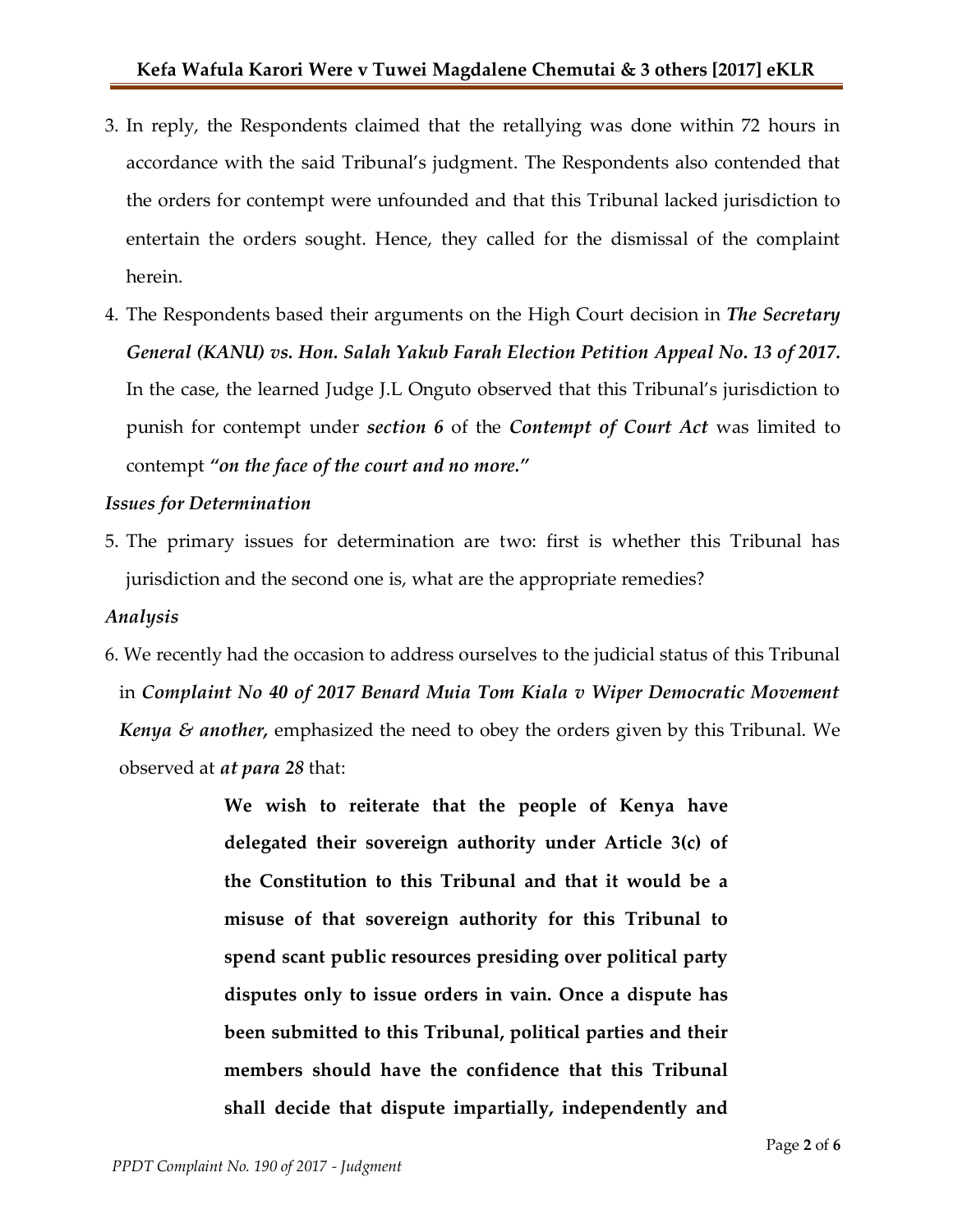3. In reply, the Respondents claimed that the retallying was done within 72 hours in accordance with the said Tribunal's judgment. The Respondents also contended that the orders for contempt were unfounded and that this Tribunal lacked jurisdiction to entertain the orders sought. Hence, they called for the dismissal of the complaint herein.

4. The Respondents based their arguments on the High Court decision in ***The Secretary General (KANU) vs. Hon. Salah Yakub Farah Election Petition Appeal No. 13 of 2017.*** In the case, the learned Judge J.L Onguto observed that this Tribunal's jurisdiction to punish for contempt under ***section 6*** of the ***Contempt of Court Act*** was limited to contempt ***"on the face of the court and no more."***

### *Issues for Determination*

5. The primary issues for determination are two: first is whether this Tribunal has jurisdiction and the second one is, what are the appropriate remedies?

### *Analysis*

6. We recently had the occasion to address ourselves to the judicial status of this Tribunal in ***Complaint No 40 of 2017 Benard Muia Tom Kiala v Wiper Democratic Movement Kenya & another,*** emphasized the need to obey the orders given by this Tribunal. We observed at ***at para 28*** that:

> **We wish to reiterate that the people of Kenya have delegated their sovereign authority under Article 3(c) of the Constitution to this Tribunal and that it would be a misuse of that sovereign authority for this Tribunal to spend scant public resources presiding over political party disputes only to issue orders in vain. Once a dispute has been submitted to this Tribunal, political parties and their members should have the confidence that this Tribunal shall decide that dispute impartially, independently and**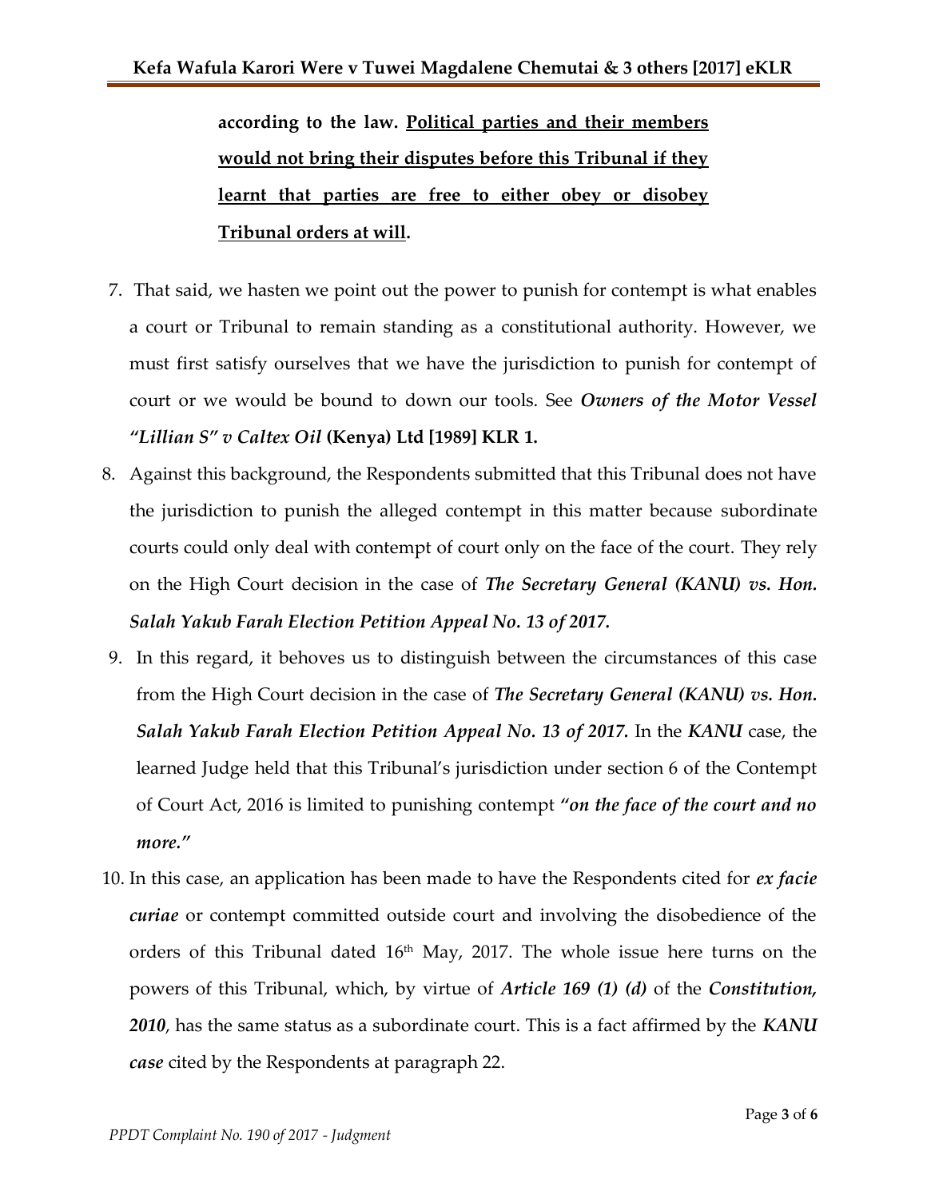**according to the law. <u>Political parties and their members would not bring their disputes before this Tribunal if they learnt that parties are free to either obey or disobey Tribunal orders at will</u>.**

7. That said, we hasten we point out the power to punish for contempt is what enables a court or Tribunal to remain standing as a constitutional authority. However, we must first satisfy ourselves that we have the jurisdiction to punish for contempt of court or we would be bound to down our tools. See ***Owners of the Motor Vessel "Lillian S" v Caltex Oil* (Kenya) Ltd [1989] KLR 1.**

8. Against this background, the Respondents submitted that this Tribunal does not have the jurisdiction to punish the alleged contempt in this matter because subordinate courts could only deal with contempt of court only on the face of the court. They rely on the High Court decision in the case of ***The Secretary General (KANU) vs. Hon. Salah Yakub Farah Election Petition Appeal No. 13 of 2017.***

9. In this regard, it behoves us to distinguish between the circumstances of this case from the High Court decision in the case of ***The Secretary General (KANU) vs. Hon. Salah Yakub Farah Election Petition Appeal No. 13 of 2017.*** In the ***KANU*** case, the learned Judge held that this Tribunal's jurisdiction under section 6 of the Contempt of Court Act, 2016 is limited to punishing contempt ***"on the face of the court and no more."***

10. In this case, an application has been made to have the Respondents cited for ***ex facie curiae*** or contempt committed outside court and involving the disobedience of the orders of this Tribunal dated 16th May, 2017. The whole issue here turns on the powers of this Tribunal, which, by virtue of ***Article 169 (1) (d)*** of the ***Constitution, 2010***, has the same status as a subordinate court. This is a fact affirmed by the ***KANU case*** cited by the Respondents at paragraph 22.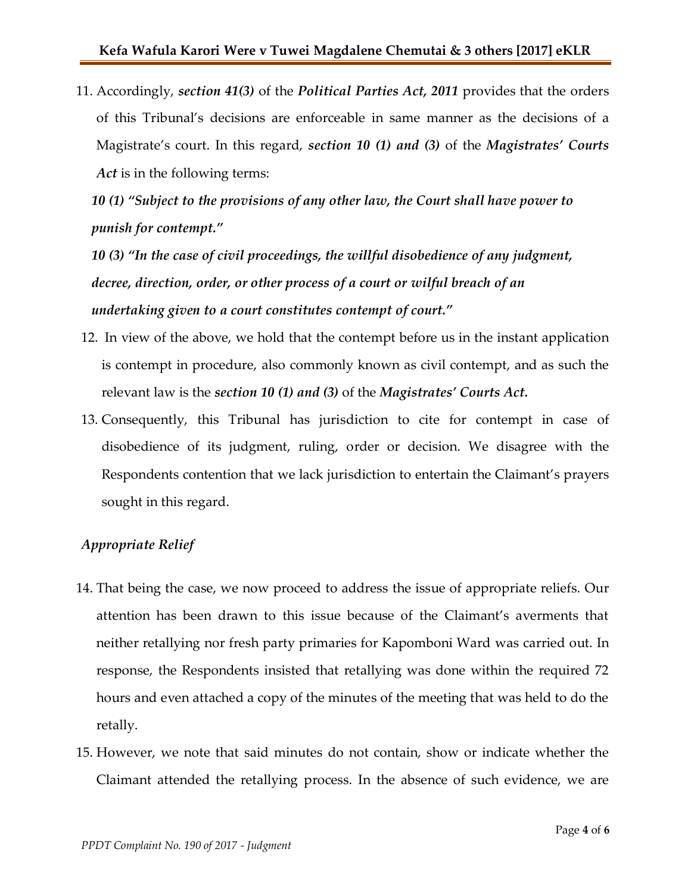11. Accordingly, ***section 41(3)*** of the ***Political Parties Act, 2011*** provides that the orders of this Tribunal's decisions are enforceable in same manner as the decisions of a Magistrate's court. In this regard, ***section 10 (1) and (3)*** of the ***Magistrates' Courts Act*** is in the following terms:

    ***10 (1) "Subject to the provisions of any other law, the Court shall have power to punish for contempt."***

    ***10 (3) "In the case of civil proceedings, the willful disobedience of any judgment, decree, direction, order, or other process of a court or wilful breach of an undertaking given to a court constitutes contempt of court."***

12. In view of the above, we hold that the contempt before us in the instant application is contempt in procedure, also commonly known as civil contempt, and as such the relevant law is the ***section 10 (1) and (3)*** of the ***Magistrates' Courts Act.***

13. Consequently, this Tribunal has jurisdiction to cite for contempt in case of disobedience of its judgment, ruling, order or decision. We disagree with the Respondents contention that we lack jurisdiction to entertain the Claimant's prayers sought in this regard.

### *Appropriate Relief*

14. That being the case, we now proceed to address the issue of appropriate reliefs. Our attention has been drawn to this issue because of the Claimant's averments that neither retallying nor fresh party primaries for Kapomboni Ward was carried out. In response, the Respondents insisted that retallying was done within the required 72 hours and even attached a copy of the minutes of the meeting that was held to do the retally.

15. However, we note that said minutes do not contain, show or indicate whether the Claimant attended the retallying process. In the absence of such evidence, we are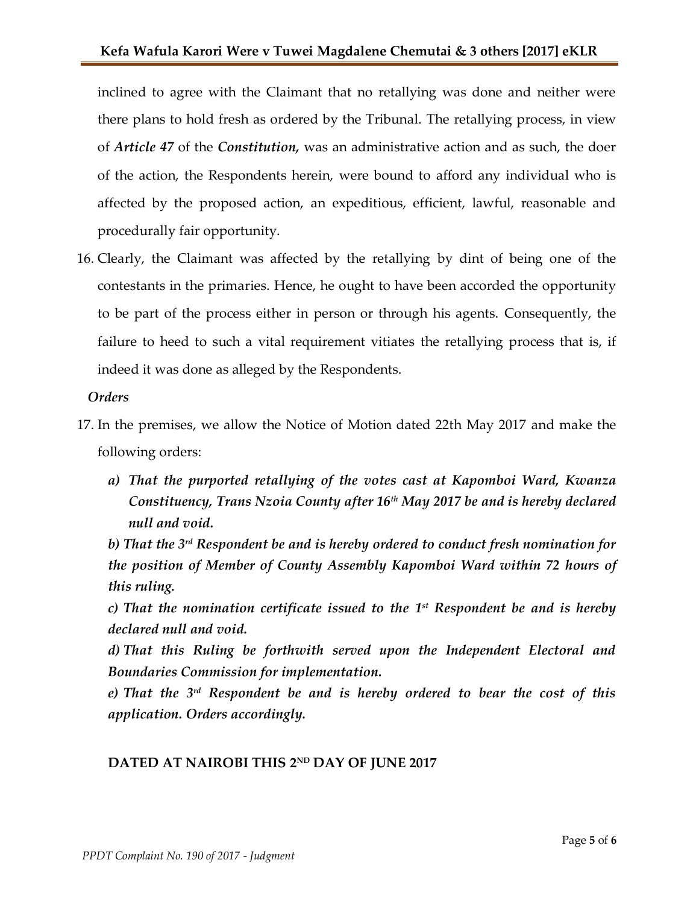inclined to agree with the Claimant that no retallying was done and neither were there plans to hold fresh as ordered by the Tribunal. The retallying process, in view of ***Article 47*** of the ***Constitution,*** was an administrative action and as such, the doer of the action, the Respondents herein, were bound to afford any individual who is affected by the proposed action, an expeditious, efficient, lawful, reasonable and procedurally fair opportunity.

16. Clearly, the Claimant was affected by the retallying by dint of being one of the contestants in the primaries. Hence, he ought to have been accorded the opportunity to be part of the process either in person or through his agents. Consequently, the failure to heed to such a vital requirement vitiates the retallying process that is, if indeed it was done as alleged by the Respondents.

***Orders***

17. In the premises, we allow the Notice of Motion dated 22th May 2017 and make the following orders:

    ***a) That the purported retallying of the votes cast at Kapomboi Ward, Kwanza Constituency, Trans Nzoia County after 16th May 2017 be and is hereby declared null and void.***

    ***b) That the 3rd Respondent be and is hereby ordered to conduct fresh nomination for the position of Member of County Assembly Kapomboi Ward within 72 hours of this ruling.***

    ***c) That the nomination certificate issued to the 1st Respondent be and is hereby declared null and void.***

    ***d) That this Ruling be forthwith served upon the Independent Electoral and Boundaries Commission for implementation.***

    ***e) That the 3rd Respondent be and is hereby ordered to bear the cost of this application. Orders accordingly.***

**DATED AT NAIROBI THIS 2ND DAY OF JUNE 2017**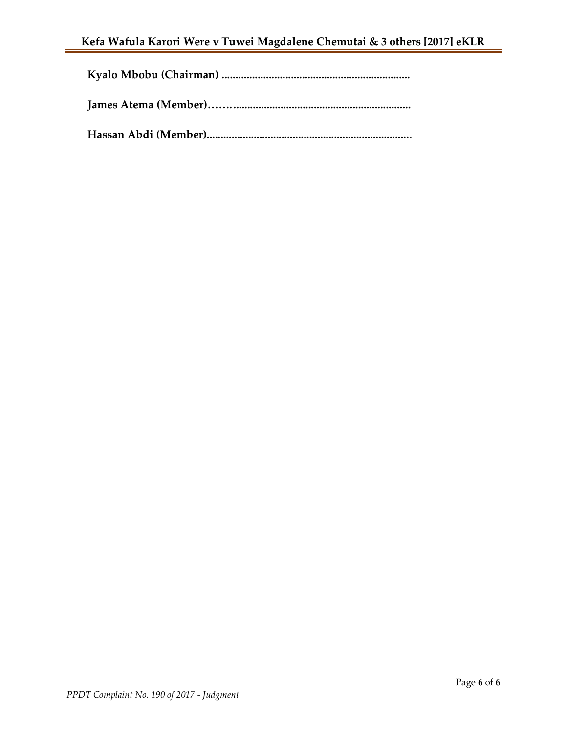**Kyalo Mbobu (Chairman) ....................................................................**

**James Atema (Member)……..................................................................**

**Hassan Abdi (Member)..........................................................................**.